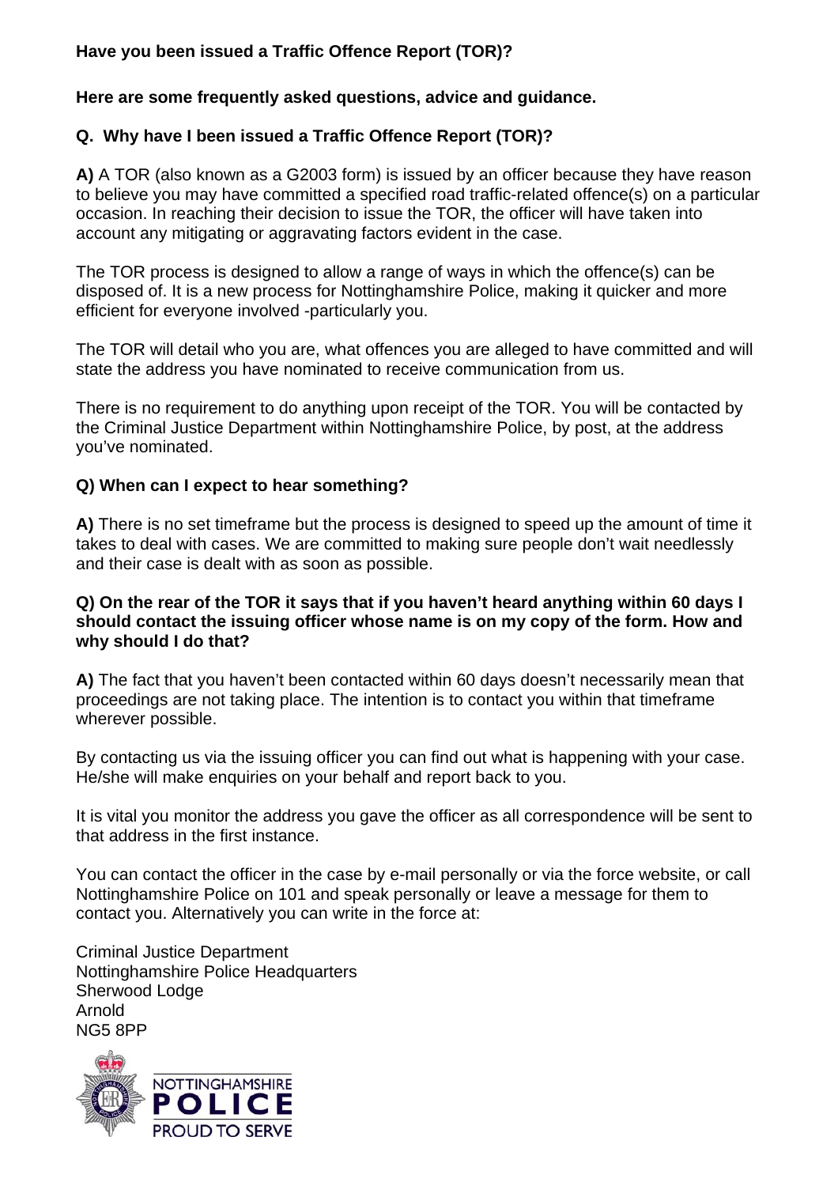**Have you been issued a Traffic Offence Report (TOR)?**

**Here are some frequently asked questions, advice and guidance.**

**Q. Why have I been issued a Traffic Offence Report (TOR)?**

**A)** A TOR (also known as a G2003 form) is issued by an officer because they have reason to believe you may have committed a specified road traffic-related offence(s) on a particular occasion. In reaching their decision to issue the TOR, the officer will have taken into account any mitigating or aggravating factors evident in the case.

The TOR process is designed to allow a range of ways in which the offence(s) can be disposed of. It is a new process for Nottinghamshire Police, making it quicker and more efficient for everyone involved -particularly you.

The TOR will detail who you are, what offences you are alleged to have committed and will state the address you have nominated to receive communication from us.

There is no requirement to do anything upon receipt of the TOR. You will be contacted by the Criminal Justice Department within Nottinghamshire Police, by post, at the address you've nominated.

**Q) When can I expect to hear something?**

**A)** There is no set timeframe but the process is designed to speed up the amount of time it takes to deal with cases. We are committed to making sure people don't wait needlessly and their case is dealt with as soon as possible.

**Q) On the rear of the TOR it says that if you haven't heard anything within 60 days I should contact the issuing officer whose name is on my copy of the form. How and why should I do that?**

**A)** The fact that you haven't been contacted within 60 days doesn't necessarily mean that proceedings are not taking place. The intention is to contact you within that timeframe wherever possible.

By contacting us via the issuing officer you can find out what is happening with your case. He/she will make enquiries on your behalf and report back to you.

It is vital you monitor the address you gave the officer as all correspondence will be sent to that address in the first instance.

You can contact the officer in the case by e-mail personally or via the force website, or call Nottinghamshire Police on 101 and speak personally or leave a message for them to contact you. Alternatively you can write in the force at:

Criminal Justice Department
Nottinghamshire Police Headquarters
Sherwood Lodge
Arnold
NG5 8PP

NOTTINGHAMSHIRE POLICE PROUD TO SERVE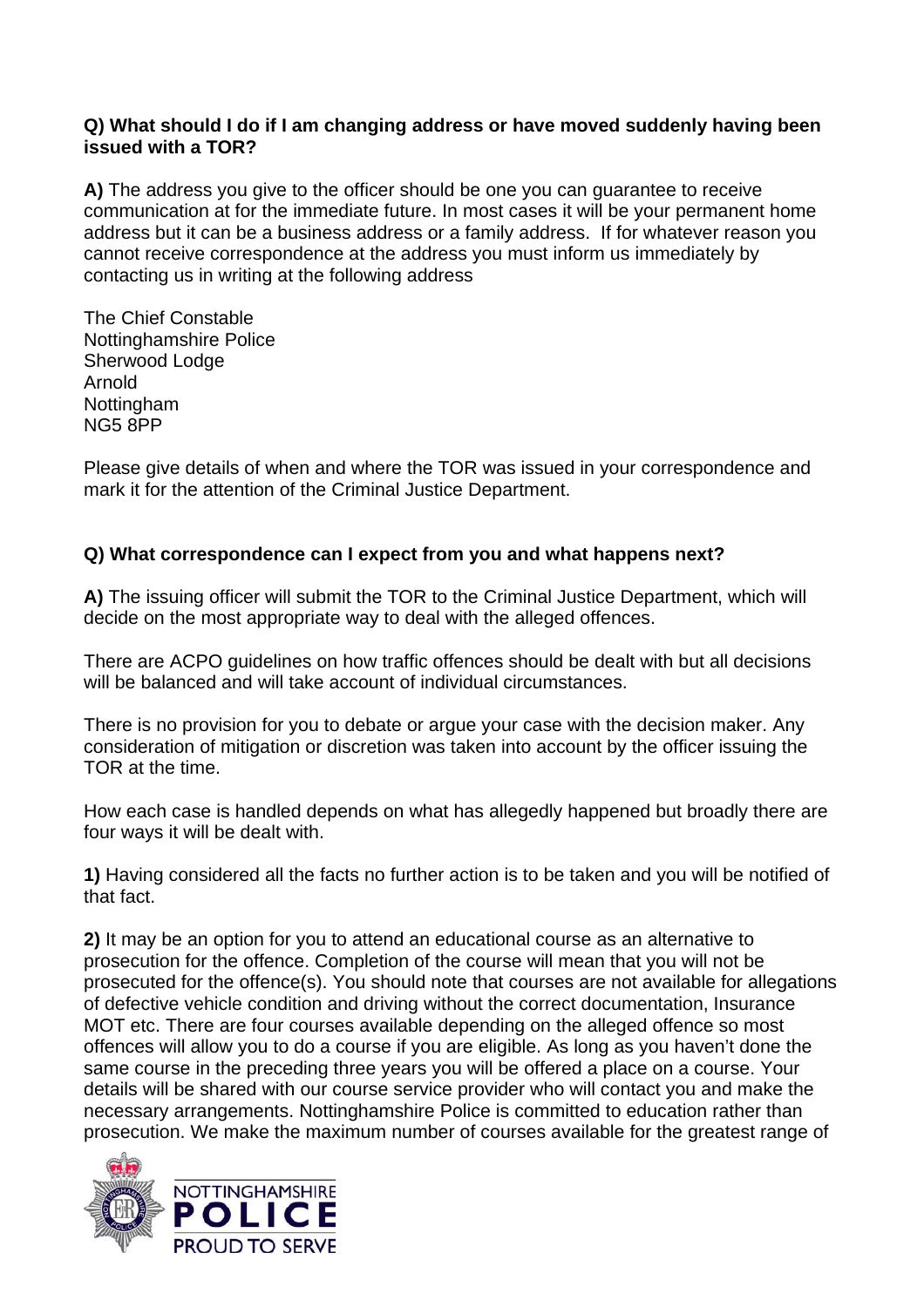**Q) What should I do if I am changing address or have moved suddenly having been issued with a TOR?**

**A)** The address you give to the officer should be one you can guarantee to receive communication at for the immediate future. In most cases it will be your permanent home address but it can be a business address or a family address. If for whatever reason you cannot receive correspondence at the address you must inform us immediately by contacting us in writing at the following address

The Chief Constable
Nottinghamshire Police
Sherwood Lodge
Arnold
Nottingham
NG5 8PP

Please give details of when and where the TOR was issued in your correspondence and mark it for the attention of the Criminal Justice Department.

**Q) What correspondence can I expect from you and what happens next?**

**A)** The issuing officer will submit the TOR to the Criminal Justice Department, which will decide on the most appropriate way to deal with the alleged offences.

There are ACPO guidelines on how traffic offences should be dealt with but all decisions will be balanced and will take account of individual circumstances.

There is no provision for you to debate or argue your case with the decision maker. Any consideration of mitigation or discretion was taken into account by the officer issuing the TOR at the time.

How each case is handled depends on what has allegedly happened but broadly there are four ways it will be dealt with.

**1)** Having considered all the facts no further action is to be taken and you will be notified of that fact.

**2)** It may be an option for you to attend an educational course as an alternative to prosecution for the offence. Completion of the course will mean that you will not be prosecuted for the offence(s). You should note that courses are not available for allegations of defective vehicle condition and driving without the correct documentation, Insurance MOT etc. There are four courses available depending on the alleged offence so most offences will allow you to do a course if you are eligible. As long as you haven't done the same course in the preceding three years you will be offered a place on a course. Your details will be shared with our course service provider who will contact you and make the necessary arrangements. Nottinghamshire Police is committed to education rather than prosecution. We make the maximum number of courses available for the greatest range of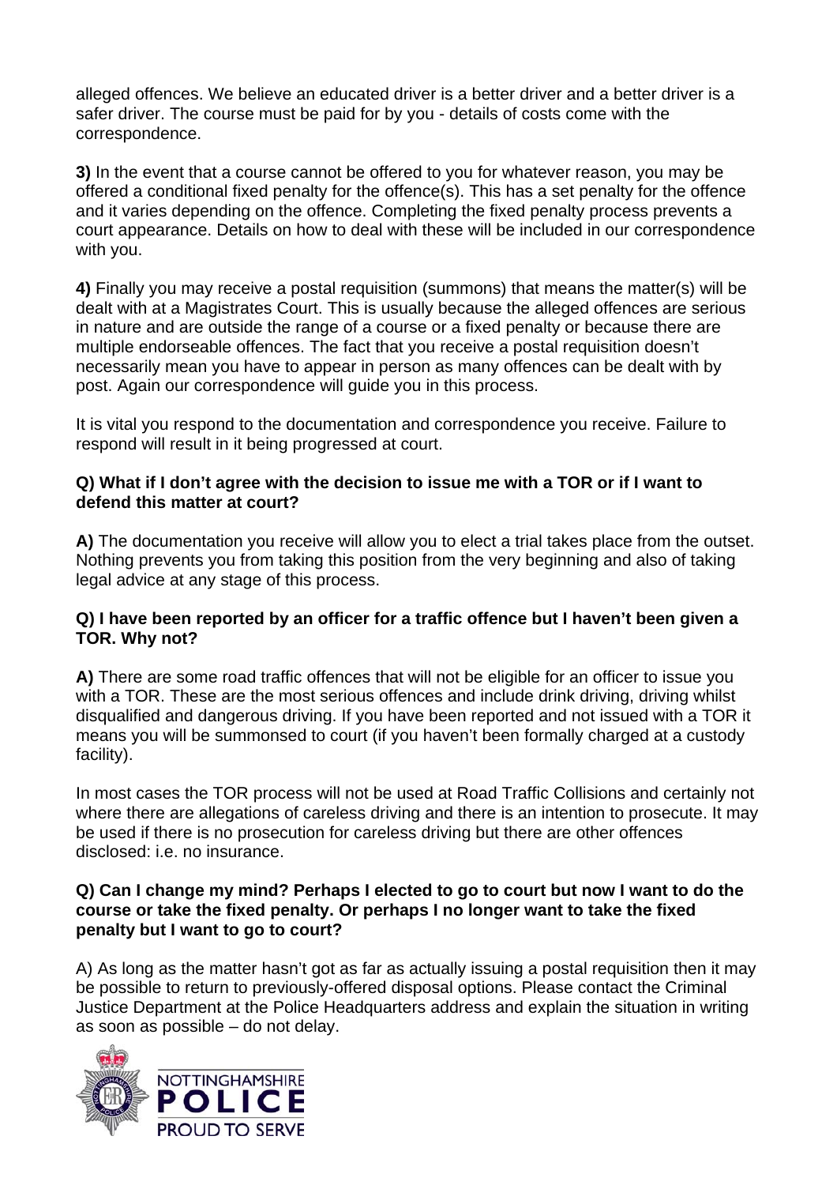alleged offences. We believe an educated driver is a better driver and a better driver is a safer driver. The course must be paid for by you - details of costs come with the correspondence.

**3)** In the event that a course cannot be offered to you for whatever reason, you may be offered a conditional fixed penalty for the offence(s). This has a set penalty for the offence and it varies depending on the offence. Completing the fixed penalty process prevents a court appearance. Details on how to deal with these will be included in our correspondence with you.

**4)** Finally you may receive a postal requisition (summons) that means the matter(s) will be dealt with at a Magistrates Court. This is usually because the alleged offences are serious in nature and are outside the range of a course or a fixed penalty or because there are multiple endorseable offences. The fact that you receive a postal requisition doesn't necessarily mean you have to appear in person as many offences can be dealt with by post. Again our correspondence will guide you in this process.

It is vital you respond to the documentation and correspondence you receive. Failure to respond will result in it being progressed at court.

**Q) What if I don't agree with the decision to issue me with a TOR or if I want to defend this matter at court?**

**A)** The documentation you receive will allow you to elect a trial takes place from the outset. Nothing prevents you from taking this position from the very beginning and also of taking legal advice at any stage of this process.

**Q) I have been reported by an officer for a traffic offence but I haven't been given a TOR. Why not?**

**A)** There are some road traffic offences that will not be eligible for an officer to issue you with a TOR. These are the most serious offences and include drink driving, driving whilst disqualified and dangerous driving. If you have been reported and not issued with a TOR it means you will be summonsed to court (if you haven't been formally charged at a custody facility).

In most cases the TOR process will not be used at Road Traffic Collisions and certainly not where there are allegations of careless driving and there is an intention to prosecute. It may be used if there is no prosecution for careless driving but there are other offences disclosed: i.e. no insurance.

**Q) Can I change my mind? Perhaps I elected to go to court but now I want to do the course or take the fixed penalty. Or perhaps I no longer want to take the fixed penalty but I want to go to court?**

A) As long as the matter hasn't got as far as actually issuing a postal requisition then it may be possible to return to previously-offered disposal options. Please contact the Criminal Justice Department at the Police Headquarters address and explain the situation in writing as soon as possible – do not delay.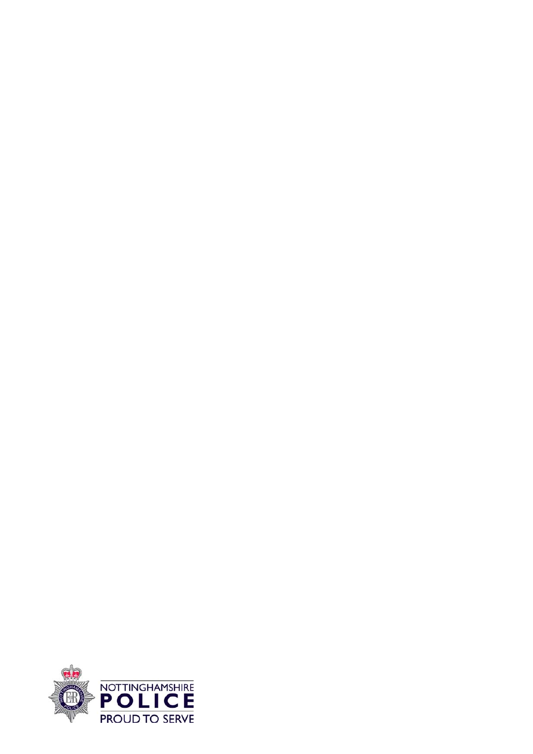NOTTINGHAMSHIRE
POLICE
PROUD TO SERVE